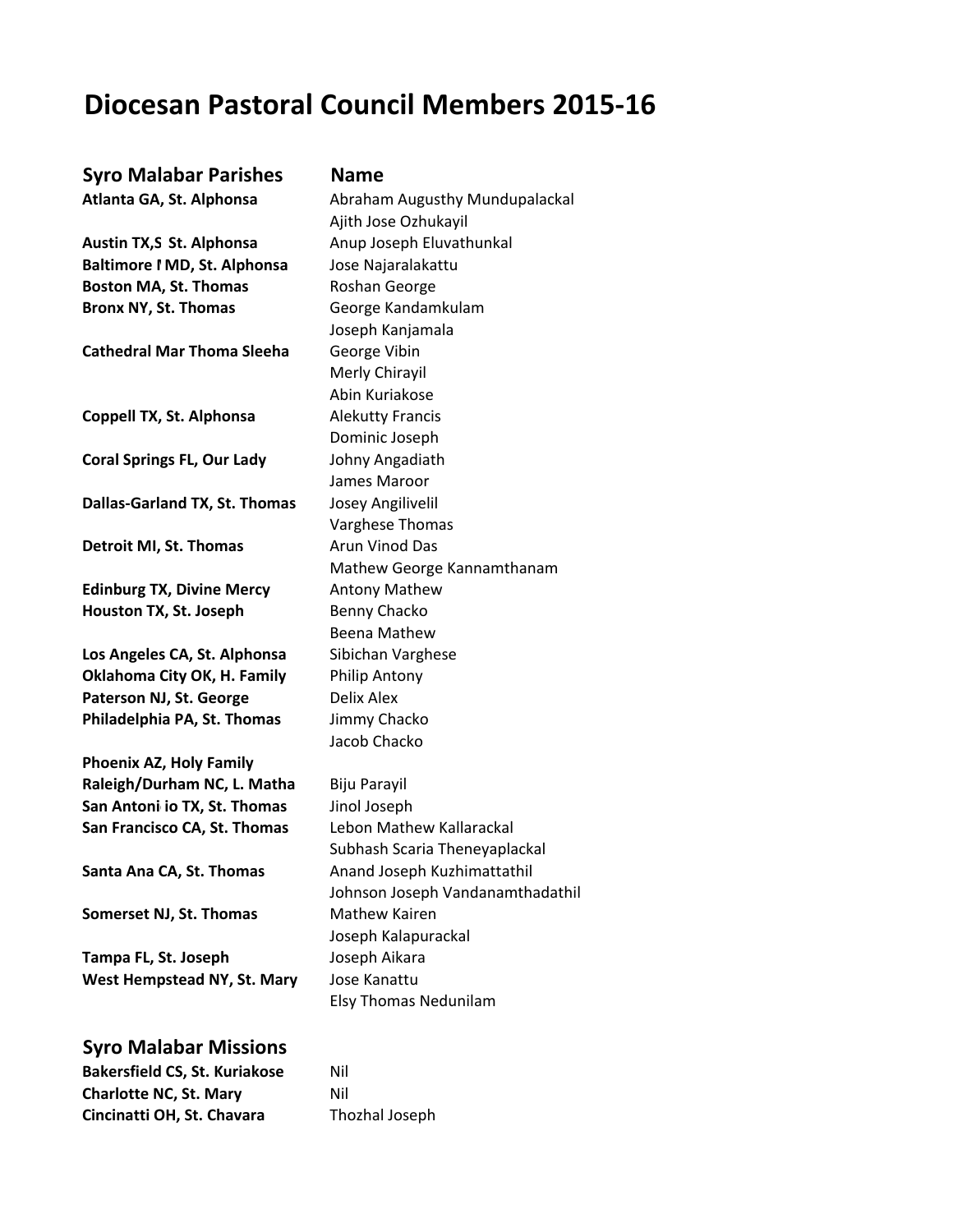# Diocesan Pastoral Council Members 2015-16

| Syro Malabar Parishes | Name |
| --- | --- |
| **Atlanta GA, St. Alphonsa** | Abraham Augusthy Mundupalackal |
| | Ajith Jose Ozhukayil |
| **Austin TX,S St. Alphonsa** | Anup Joseph Eluvathunkal |
| **Baltimore I MD, St. Alphonsa** | Jose Najaralakattu |
| **Boston MA, St. Thomas** | Roshan George |
| **Bronx NY, St. Thomas** | George Kandamkulam |
| | Joseph Kanjamala |
| **Cathedral Mar Thoma Sleeha** | George Vibin |
| | Merly Chirayil |
| | Abin Kuriakose |
| **Coppell TX, St. Alphonsa** | Alekutty Francis |
| | Dominic Joseph |
| **Coral Springs FL, Our Lady** | Johny Angadiath |
| | James Maroor |
| **Dallas-Garland TX, St. Thomas** | Josey Angilivelil |
| | Varghese Thomas |
| **Detroit MI, St. Thomas** | Arun Vinod Das |
| | Mathew George Kannamthanam |
| **Edinburg TX, Divine Mercy** | Antony Mathew |
| **Houston TX, St. Joseph** | Benny Chacko |
| | Beena Mathew |
| **Los Angeles CA, St. Alphonsa** | Sibichan Varghese |
| **Oklahoma City OK, H. Family** | Philip Antony |
| **Paterson NJ, St. George** | Delix Alex |
| **Philadelphia PA, St. Thomas** | Jimmy Chacko |
| | Jacob Chacko |
| **Phoenix AZ, Holy Family** | |
| **Raleigh/Durham NC, L. Matha** | Biju Parayil |
| **San Antoni io TX, St. Thomas** | Jinol Joseph |
| **San Francisco CA, St. Thomas** | Lebon Mathew Kallarackal |
| | Subhash Scaria Theneyaplackal |
| **Santa Ana CA, St. Thomas** | Anand Joseph Kuzhimattathil |
| | Johnson Joseph Vandanamthadathil |
| **Somerset NJ, St. Thomas** | Mathew Kairen |
| | Joseph Kalapurackal |
| **Tampa FL, St. Joseph** | Joseph Aikara |
| **West Hempstead NY, St. Mary** | Jose Kanattu |
| | Elsy Thomas Nedunilam |

## Syro Malabar Missions

| | |
| --- | --- |
| **Bakersfield CS, St. Kuriakose** | Nil |
| **Charlotte NC, St. Mary** | Nil |
| **Cincinatti OH, St. Chavara** | Thozhal Joseph |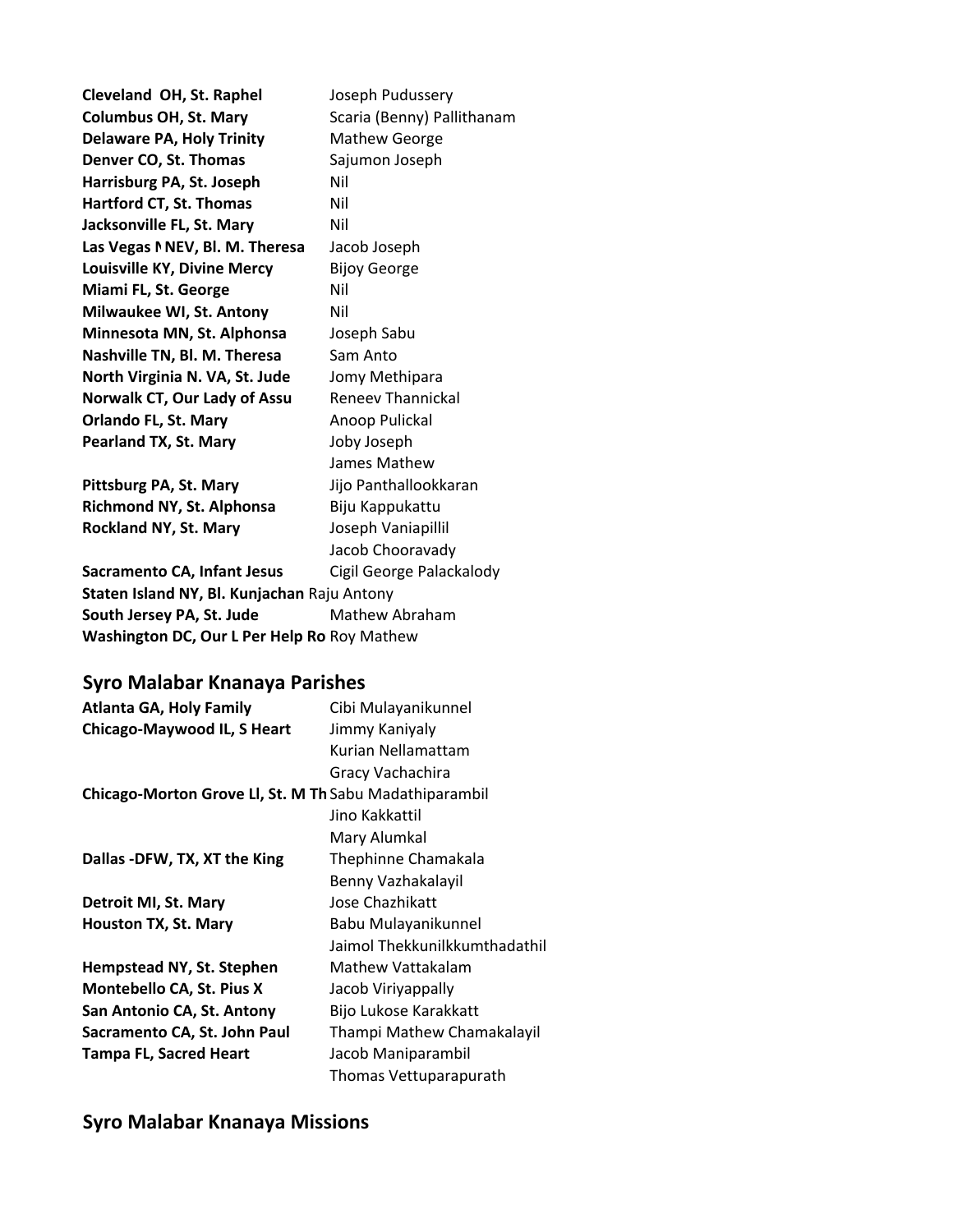| | |
|---|---|
| **Cleveland OH, St. Raphel** | Joseph Pudussery |
| **Columbus OH, St. Mary** | Scaria (Benny) Pallithanam |
| **Delaware PA, Holy Trinity** | Mathew George |
| **Denver CO, St. Thomas** | Sajumon Joseph |
| **Harrisburg PA, St. Joseph** | Nil |
| **Hartford CT, St. Thomas** | Nil |
| **Jacksonville FL, St. Mary** | Nil |
| **Las Vegas NEV, Bl. M. Theresa** | Jacob Joseph |
| **Louisville KY, Divine Mercy** | Bijoy George |
| **Miami FL, St. George** | Nil |
| **Milwaukee WI, St. Antony** | Nil |
| **Minnesota MN, St. Alphonsa** | Joseph Sabu |
| **Nashville TN, Bl. M. Theresa** | Sam Anto |
| **North Virginia N. VA, St. Jude** | Jomy Methipara |
| **Norwalk CT, Our Lady of Assu** | Reneev Thannickal |
| **Orlando FL, St. Mary** | Anoop Pulickal |
| **Pearland TX, St. Mary** | Joby Joseph |
| | James Mathew |
| **Pittsburg PA, St. Mary** | Jijo Panthallookkaran |
| **Richmond NY, St. Alphonsa** | Biju Kappukattu |
| **Rockland NY, St. Mary** | Joseph Vaniapillil |
| | Jacob Chooravady |
| **Sacramento CA, Infant Jesus** | Cigil George Palackalody |
| **Staten Island NY, Bl. Kunjachan** | Raju Antony |
| **South Jersey PA, St. Jude** | Mathew Abraham |
| **Washington DC, Our L Per Help Ro** | Roy Mathew |

## Syro Malabar Knanaya Parishes

| | |
|---|---|
| **Atlanta GA, Holy Family** | Cibi Mulayanikunnel |
| **Chicago-Maywood IL, S Heart** | Jimmy Kaniyaly |
| | Kurian Nellamattam |
| | Gracy Vachachira |
| **Chicago-Morton Grove Ll, St. M Th** | Sabu Madathiparambil |
| | Jino Kakkattil |
| | Mary Alumkal |
| **Dallas -DFW, TX, XT the King** | Thephinne Chamakala |
| | Benny Vazhakalayil |
| **Detroit MI, St. Mary** | Jose Chazhikatt |
| **Houston TX, St. Mary** | Babu Mulayanikunnel |
| | Jaimol Thekkunilkkumthadathil |
| **Hempstead NY, St. Stephen** | Mathew Vattakalam |
| **Montebello CA, St. Pius X** | Jacob Viriyappally |
| **San Antonio CA, St. Antony** | Bijo Lukose Karakkatt |
| **Sacramento CA, St. John Paul** | Thampi Mathew Chamakalayil |
| **Tampa FL, Sacred Heart** | Jacob Maniparambil |
| | Thomas Vettuparapurath |

## Syro Malabar Knanaya Missions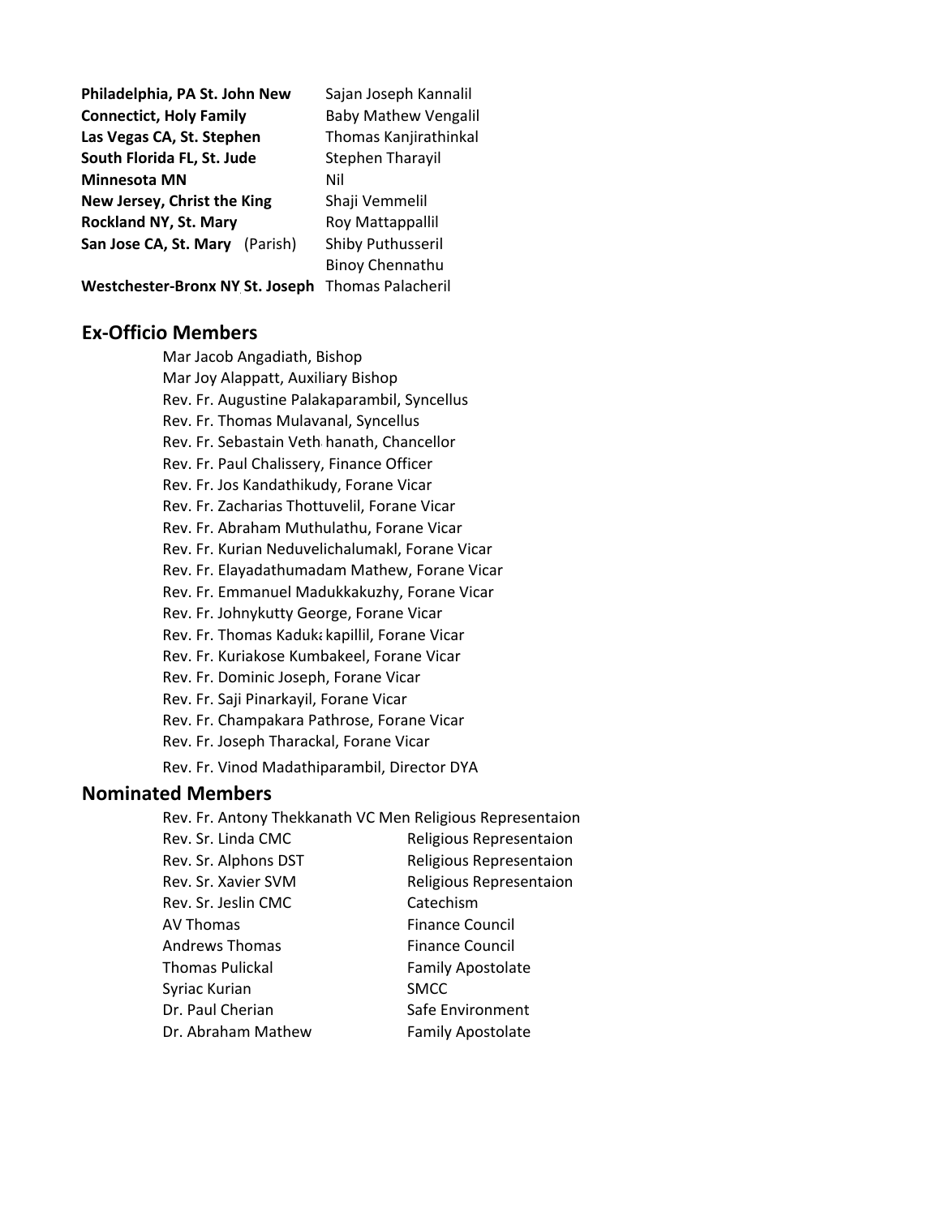| | |
|---|---|
| **Philadelphia, PA St. John New** | Sajan Joseph Kannalil |
| **Connectict, Holy Family** | Baby Mathew Vengalil |
| **Las Vegas CA, St. Stephen** | Thomas Kanjirathinkal |
| **South Florida FL, St. Jude** | Stephen Tharayil |
| **Minnesota MN** | Nil |
| **New Jersey, Christ the King** | Shaji Vemmelil |
| **Rockland NY, St. Mary** | Roy Mattappallil |
| **San Jose CA, St. Mary** (Parish) | Shiby Puthusseril |
| | Binoy Chennathu |
| **Westchester-Bronx NY St. Joseph** | Thomas Palacheril |

## Ex-Officio Members

Mar Jacob Angadiath, Bishop
Mar Joy Alappatt, Auxiliary Bishop
Rev. Fr. Augustine Palakaparambil, Syncellus
Rev. Fr. Thomas Mulavanal, Syncellus
Rev. Fr. Sebastain Veth hanath, Chancellor
Rev. Fr. Paul Chalissery, Finance Officer
Rev. Fr. Jos Kandathikudy, Forane Vicar
Rev. Fr. Zacharias Thottuvelil, Forane Vicar
Rev. Fr. Abraham Muthulathu, Forane Vicar
Rev. Fr. Kurian Neduvelichalumakl, Forane Vicar
Rev. Fr. Elayadathumadam Mathew, Forane Vicar
Rev. Fr. Emmanuel Madukkakuzhy, Forane Vicar
Rev. Fr. Johnykutty George, Forane Vicar
Rev. Fr. Thomas Kaduka kapillil, Forane Vicar
Rev. Fr. Kuriakose Kumbakeel, Forane Vicar
Rev. Fr. Dominic Joseph, Forane Vicar
Rev. Fr. Saji Pinarkayil, Forane Vicar
Rev. Fr. Champakara Pathrose, Forane Vicar
Rev. Fr. Joseph Tharackal, Forane Vicar
Rev. Fr. Vinod Madathiparambil, Director DYA

## Nominated Members

Rev. Fr. Antony Thekkanath VC Men Religious Representaion

| | |
|---|---|
| Rev. Sr. Linda CMC | Religious Representaion |
| Rev. Sr. Alphons DST | Religious Representaion |
| Rev. Sr. Xavier SVM | Religious Representaion |
| Rev. Sr. Jeslin CMC | Catechism |
| AV Thomas | Finance Council |
| Andrews Thomas | Finance Council |
| Thomas Pulickal | Family Apostolate |
| Syriac Kurian | SMCC |
| Dr. Paul Cherian | Safe Environment |
| Dr. Abraham Mathew | Family Apostolate |